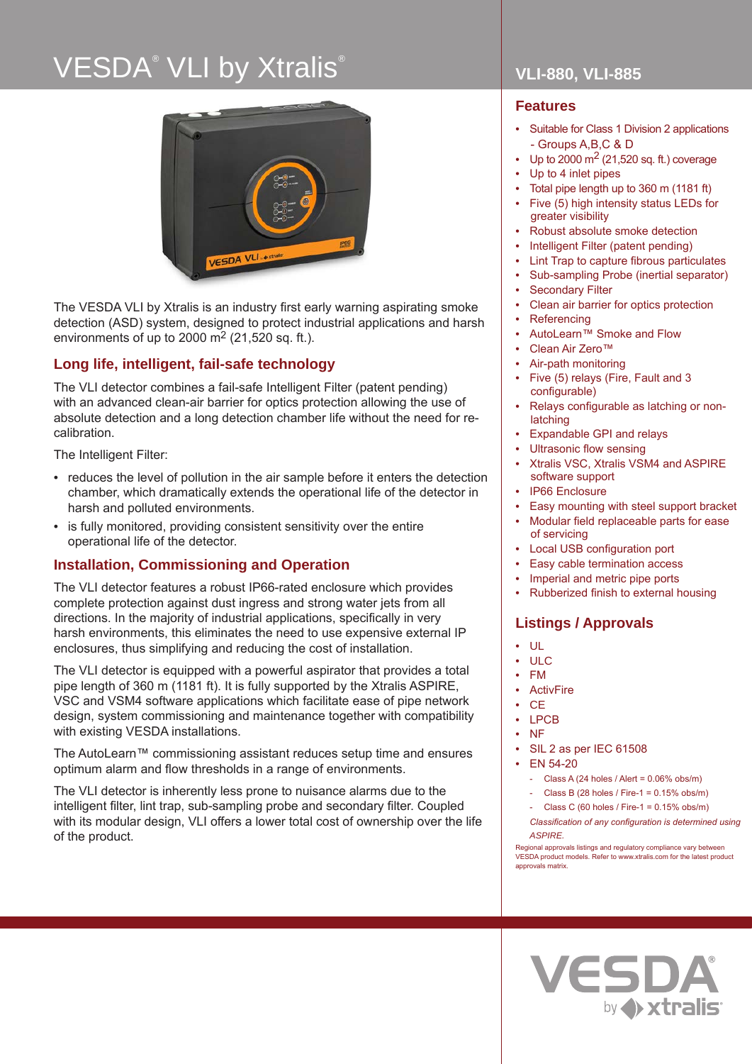# VESDA® VLI by Xtralis®

## VLI-880, VLI-885

The VESDA VLI by Xtralis is an industry first early warning aspirating smoke detection (ASD) system, designed to protect industrial applications and harsh environments of up to 2000 m² (21,520 sq. ft.).

### Long life, intelligent, fail-safe technology

The VLI detector combines a fail-safe Intelligent Filter (patent pending) with an advanced clean-air barrier for optics protection allowing the use of absolute detection and a long detection chamber life without the need for re-calibration.

The Intelligent Filter:

- reduces the level of pollution in the air sample before it enters the detection chamber, which dramatically extends the operational life of the detector in harsh and polluted environments.
- is fully monitored, providing consistent sensitivity over the entire operational life of the detector.

### Installation, Commissioning and Operation

The VLI detector features a robust IP66-rated enclosure which provides complete protection against dust ingress and strong water jets from all directions. In the majority of industrial applications, specifically in very harsh environments, this eliminates the need to use expensive external IP enclosures, thus simplifying and reducing the cost of installation.

The VLI detector is equipped with a powerful aspirator that provides a total pipe length of 360 m (1181 ft). It is fully supported by the Xtralis ASPIRE, VSC and VSM4 software applications which facilitate ease of pipe network design, system commissioning and maintenance together with compatibility with existing VESDA installations.

The AutoLearn™ commissioning assistant reduces setup time and ensures optimum alarm and flow thresholds in a range of environments.

The VLI detector is inherently less prone to nuisance alarms due to the intelligent filter, lint trap, sub-sampling probe and secondary filter. Coupled with its modular design, VLI offers a lower total cost of ownership over the life of the product.

### Features

- Suitable for Class 1 Division 2 applications - Groups A,B,C & D
- Up to 2000 m² (21,520 sq. ft.) coverage
- Up to 4 inlet pipes
- Total pipe length up to 360 m (1181 ft)
- Five (5) high intensity status LEDs for greater visibility
- Robust absolute smoke detection
- Intelligent Filter (patent pending)
- Lint Trap to capture fibrous particulates
- Sub-sampling Probe (inertial separator)
- Secondary Filter
- Clean air barrier for optics protection
- Referencing
- AutoLearn™ Smoke and Flow
- Clean Air Zero™
- Air-path monitoring
- Five (5) relays (Fire, Fault and 3 configurable)
- Relays configurable as latching or non-latching
- Expandable GPI and relays
- Ultrasonic flow sensing
- Xtralis VSC, Xtralis VSM4 and ASPIRE software support
- IP66 Enclosure
- Easy mounting with steel support bracket
- Modular field replaceable parts for ease of servicing
- Local USB configuration port
- Easy cable termination access
- Imperial and metric pipe ports
- Rubberized finish to external housing

### Listings / Approvals

- UL
- ULC
- FM
- ActivFire
- CE
- LPCB
- NF
- SIL 2 as per IEC 61508
- EN 54-20
  - Class A (24 holes / Alert = 0.06% obs/m)
  - Class B (28 holes / Fire-1 = 0.15% obs/m)
  - Class C (60 holes / Fire-1 = 0.15% obs/m)

*Classification of any configuration is determined using ASPIRE.*

Regional approvals listings and regulatory compliance vary between VESDA product models. Refer to www.xtralis.com for the latest product approvals matrix.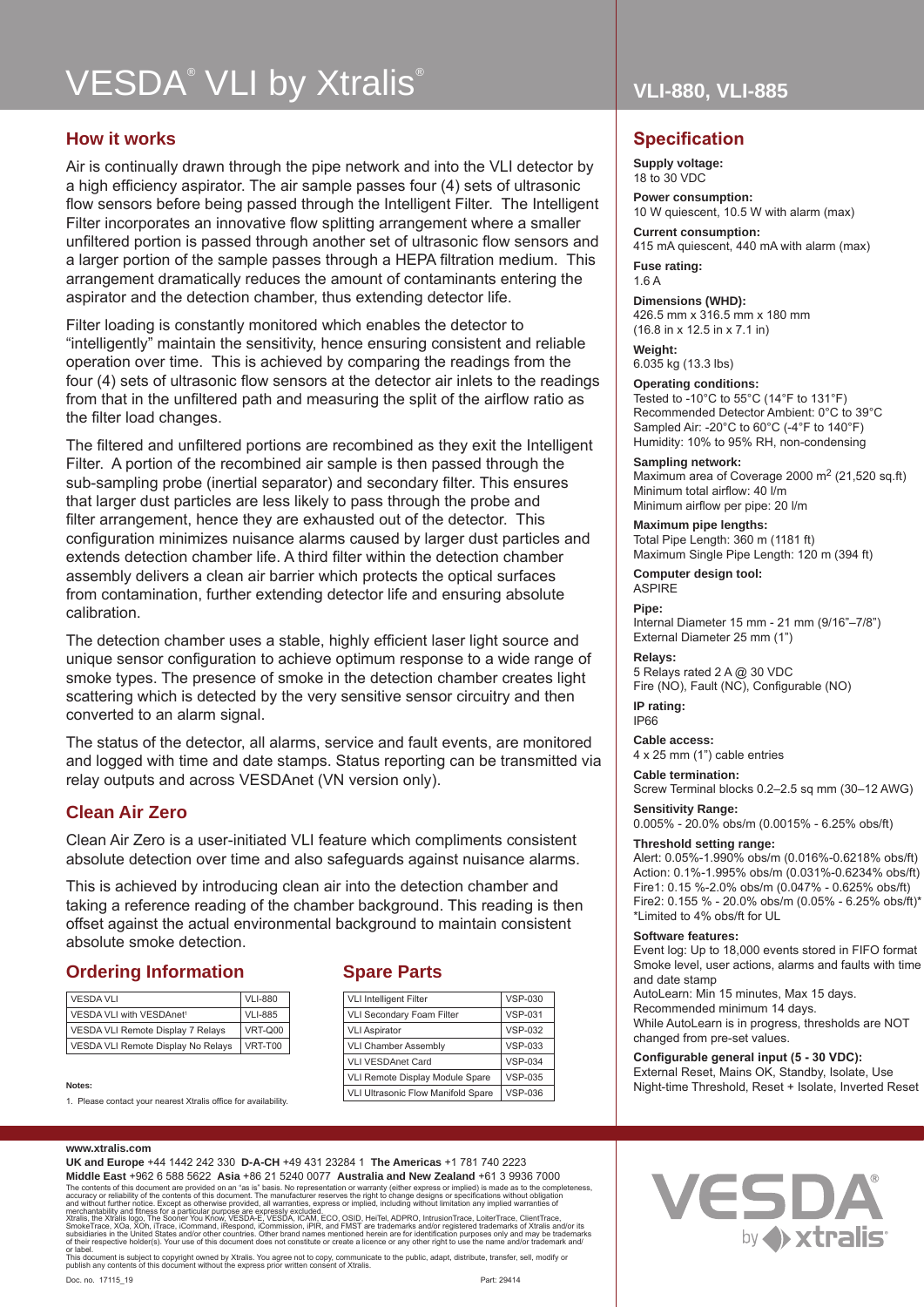# VESDA® VLI by Xtralis®

## VLI-880, VLI-885

## How it works

Air is continually drawn through the pipe network and into the VLI detector by a high efficiency aspirator. The air sample passes four (4) sets of ultrasonic flow sensors before being passed through the Intelligent Filter. The Intelligent Filter incorporates an innovative flow splitting arrangement where a smaller unfiltered portion is passed through another set of ultrasonic flow sensors and a larger portion of the sample passes through a HEPA filtration medium. This arrangement dramatically reduces the amount of contaminants entering the aspirator and the detection chamber, thus extending detector life.

Filter loading is constantly monitored which enables the detector to "intelligently" maintain the sensitivity, hence ensuring consistent and reliable operation over time. This is achieved by comparing the readings from the four (4) sets of ultrasonic flow sensors at the detector air inlets to the readings from that in the unfiltered path and measuring the split of the airflow ratio as the filter load changes.

The filtered and unfiltered portions are recombined as they exit the Intelligent Filter. A portion of the recombined air sample is then passed through the sub-sampling probe (inertial separator) and secondary filter. This ensures that larger dust particles are less likely to pass through the probe and filter arrangement, hence they are exhausted out of the detector. This configuration minimizes nuisance alarms caused by larger dust particles and extends detection chamber life. A third filter within the detection chamber assembly delivers a clean air barrier which protects the optical surfaces from contamination, further extending detector life and ensuring absolute calibration.

The detection chamber uses a stable, highly efficient laser light source and unique sensor configuration to achieve optimum response to a wide range of smoke types. The presence of smoke in the detection chamber creates light scattering which is detected by the very sensitive sensor circuitry and then converted to an alarm signal.

The status of the detector, all alarms, service and fault events, are monitored and logged with time and date stamps. Status reporting can be transmitted via relay outputs and across VESDAnet (VN version only).

## Clean Air Zero

Clean Air Zero is a user-initiated VLI feature which compliments consistent absolute detection over time and also safeguards against nuisance alarms.

This is achieved by introducing clean air into the detection chamber and taking a reference reading of the chamber background. This reading is then offset against the actual environmental background to maintain consistent absolute smoke detection.

## Ordering Information

| | |
|---|---|
| VESDA VLI | VLI-880 |
| VESDA VLI with VESDAnet[1] | VLI-885 |
| VESDA VLI Remote Display 7 Relays | VRT-Q00 |
| VESDA VLI Remote Display No Relays | VRT-T00 |

**Notes:**

1. Please contact your nearest Xtralis office for availability.

## Spare Parts

| | |
|---|---|
| VLI Intelligent Filter | VSP-030 |
| VLI Secondary Foam Filter | VSP-031 |
| VLI Aspirator | VSP-032 |
| VLI Chamber Assembly | VSP-033 |
| VLI VESDAnet Card | VSP-034 |
| VLI Remote Display Module Spare | VSP-035 |
| VLI Ultrasonic Flow Manifold Spare | VSP-036 |

## Specification

**Supply voltage:**
18 to 30 VDC

**Power consumption:**
10 W quiescent, 10.5 W with alarm (max)

**Current consumption:**
415 mA quiescent, 440 mA with alarm (max)

**Fuse rating:**
1.6 A

**Dimensions (WHD):**
426.5 mm x 316.5 mm x 180 mm
(16.8 in x 12.5 in x 7.1 in)

**Weight:**
6.035 kg (13.3 lbs)

**Operating conditions:**
Tested to -10°C to 55°C (14°F to 131°F)
Recommended Detector Ambient: 0°C to 39°C
Sampled Air: -20°C to 60°C (-4°F to 140°F)
Humidity: 10% to 95% RH, non-condensing

**Sampling network:**
Maximum area of Coverage 2000 $m^2$ (21,520 sq.ft)
Minimum total airflow: 40 l/m
Minimum airflow per pipe: 20 l/m

**Maximum pipe lengths:**
Total Pipe Length: 360 m (1181 ft)
Maximum Single Pipe Length: 120 m (394 ft)

**Computer design tool:**
ASPIRE

**Pipe:**
Internal Diameter 15 mm - 21 mm (9/16"–7/8")
External Diameter 25 mm (1")

**Relays:**
5 Relays rated 2 A @ 30 VDC
Fire (NO), Fault (NC), Configurable (NO)

**IP rating:**
IP66

**Cable access:**
4 x 25 mm (1") cable entries

**Cable termination:**
Screw Terminal blocks 0.2–2.5 sq mm (30–12 AWG)

**Sensitivity Range:**
0.005% - 20.0% obs/m (0.0015% - 6.25% obs/ft)

**Threshold setting range:**
Alert: 0.05%-1.990% obs/m (0.016%-0.6218% obs/ft)
Action: 0.1%-1.995% obs/m (0.031%-0.6234% obs/ft)
Fire1: 0.15 %-2.0% obs/m (0.047% - 0.625% obs/ft)
Fire2: 0.155 % - 20.0% obs/m (0.05% - 6.25% obs/ft)*
*Limited to 4% obs/ft for UL

**Software features:**
Event log: Up to 18,000 events stored in FIFO format
Smoke level, user actions, alarms and faults with time and date stamp
AutoLearn: Min 15 minutes, Max 15 days.
Recommended minimum 14 days.
While AutoLearn is in progress, thresholds are NOT changed from pre-set values.

**Configurable general input (5 - 30 VDC):**
External Reset, Mains OK, Standby, Isolate, Use Night-time Threshold, Reset + Isolate, Inverted Reset

---

**www.xtralis.com**

**UK and Europe** +44 1442 242 330 **D-A-CH** +49 431 23284 1 **The Americas** +1 781 740 2223
**Middle East** +962 6 588 5622 **Asia** +86 21 5240 0077 **Australia and New Zealand** +61 3 9936 7000

The contents of this document are provided on an "as is" basis. No representation or warranty (either express or implied) is made as to the completeness, accuracy or reliability of the contents of this document. The manufacturer reserves the right to change designs or specifications without obligation and without further notice. Except as otherwise provided, all warranties, express or implied, including without limitation any implied warranties of merchantability and fitness for a particular purpose are expressly excluded.
Xtralis, the Xtralis logo, The Sooner You Know, VESDA-E, VESDA, ICAM, ECO, OSID, HeiTel, ADPRO, IntrusionTrace, LoiterTrace, ClientTrace, SmokeTrace, XOa, XOh, iTrace, iCommand, iRespond, iCommission, iPIR, and FMST are trademarks and/or registered trademarks of Xtralis and/or its subsidiaries in the United States and/or other countries. Other brand names mentioned herein are for identification purposes only and may be trademarks of their respective holder(s). Your use of this document does not constitute or create a licence or any other right to use the name and/or trademark and/or label.
This document is subject to copyright owned by Xtralis. You agree not to copy, communicate to the public, adapt, distribute, transfer, sell, modify or publish any contents of this document without the express prior written consent of Xtralis.

Doc. no. 17115_19 Part: 29414